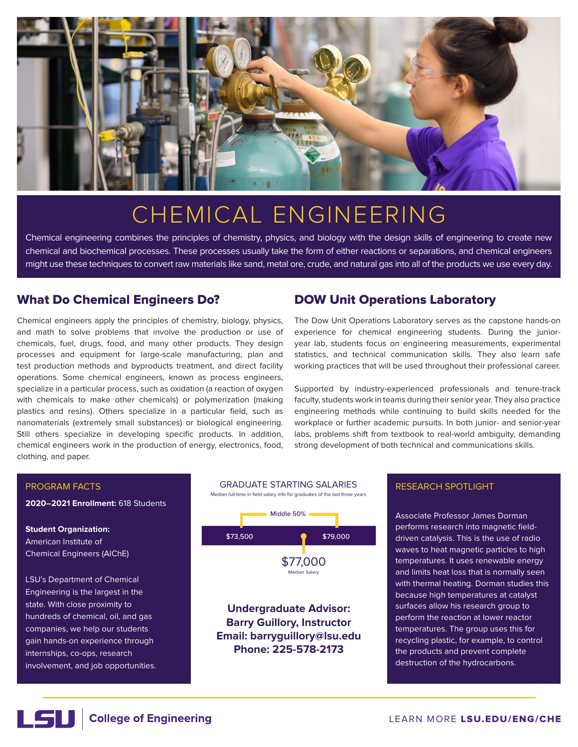# CHEMICAL ENGINEERING

Chemical engineering combines the principles of chemistry, physics, and biology with the design skills of engineering to create new chemical and biochemical processes. These processes usually take the form of either reactions or separations, and chemical engineers might use these techniques to convert raw materials like sand, metal ore, crude, and natural gas into all of the products we use every day.

## What Do Chemical Engineers Do?

Chemical engineers apply the principles of chemistry, biology, physics, and math to solve problems that involve the production or use of chemicals, fuel, drugs, food, and many other products. They design processes and equipment for large-scale manufacturing, plan and test production methods and byproducts treatment, and direct facility operations. Some chemical engineers, known as process engineers, specialize in a particular process, such as oxidation (a reaction of oxygen with chemicals to make other chemicals) or polymerization (making plastics and resins). Others specialize in a particular field, such as nanomaterials (extremely small substances) or biological engineering. Still others specialize in developing specific products. In addition, chemical engineers work in the production of energy, electronics, food, clothing, and paper.

## DOW Unit Operations Laboratory

The Dow Unit Operations Laboratory serves as the capstone hands-on experience for chemical engineering students. During the junior-year lab, students focus on engineering measurements, experimental statistics, and technical communication skills. They also learn safe working practices that will be used throughout their professional career.

Supported by industry-experienced professionals and tenure-track faculty, students work in teams during their senior year. They also practice engineering methods while continuing to build skills needed for the workplace or further academic pursuits. In both junior- and senior-year labs, problems shift from textbook to real-world ambiguity, demanding strong development of both technical and communications skills.

### PROGRAM FACTS

**2020–2021 Enrollment:** 618 Students

**Student Organization:**
American Institute of Chemical Engineers (AIChE)

LSU's Department of Chemical Engineering is the largest in the state. With close proximity to hundreds of chemical, oil, and gas companies, we help our students gain hands-on experience through internships, co-ops, research involvement, and job opportunities.

### GRADUATE STARTING SALARIES

Median full-time in field salary info for graduates of the last three years

Middle 50%: $73,500 – $79,000

$77,000
Median Salary

**Undergraduate Advisor:**
**Barry Guillory, Instructor**
**Email: barryguillory@lsu.edu**
**Phone: 225-578-2173**

### RESEARCH SPOTLIGHT

Associate Professor James Dorman performs research into magnetic field-driven catalysis. This is the use of radio waves to heat magnetic particles to high temperatures. It uses renewable energy and limits heat loss that is normally seen with thermal heating. Dorman studies this because high temperatures at catalyst surfaces allow his research group to perform the reaction at lower reactor temperatures. The group uses this for recycling plastic, for example, to control the products and prevent complete destruction of the hydrocarbons.

LSU | College of Engineering

LEARN MORE **LSU.EDU/ENG/CHE**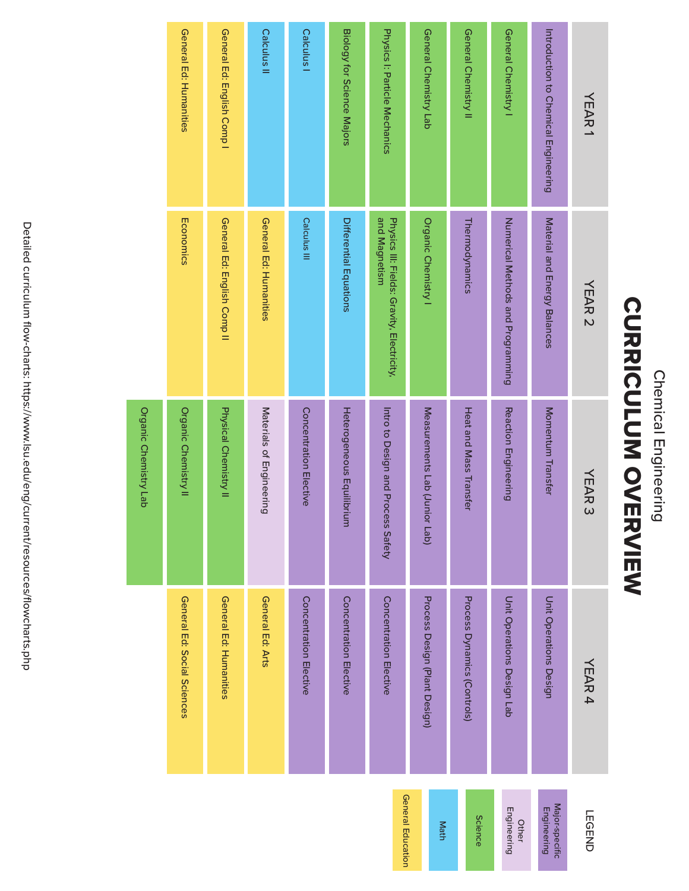Chemical Engineering

# CURRICULUM OVERVIEW

| YEAR 1 | YEAR 2 | YEAR 3 | YEAR 4 |
|---|---|---|---|
| Introduction to Chemical Engineering | Material and Energy Balances | Momentum Transfer | Unit Operations Design |
| General Chemistry I | Numerical Methods and Programming | Reaction Engineering | Unit Operations Design Lab |
| General Chemistry II | Thermodynamics | Heat and Mass Transfer | Process Dynamics (Controls) |
| General Chemistry Lab | Organic Chemistry I | Measurements Lab (Junior Lab) | Process Design (Plant Design) |
| Physics I: Particle Mechanics | Physics III: Fields: Gravity, Electricity, and Magnetism | Intro to Design and Process Safety | Concentration Elective |
| Biology for Science Majors | Differential Equations | Heterogeneous Equilibrium | Concentration Elective |
| Calculus I | Calculus III | Concentration Elective | Concentration Elective |
| Calculus II | General Ed: Humanities | Materials of Engineering | General Ed: Arts |
| General Ed: English Comp I | General Ed: English Comp II | Physical Chemistry II | General Ed: Humanities |
| General Ed: Humanities | Economics | Organic Chemistry II | General Ed: Social Sciences |
| | | Organic Chemistry Lab | |

LEGEND

- Major-specific Engineering
- Other Engineering
- Science
- Math
- General Education

Detailed curriculum flow-charts: https://www.lsu.edu/eng/current/resources/flowcharts.php